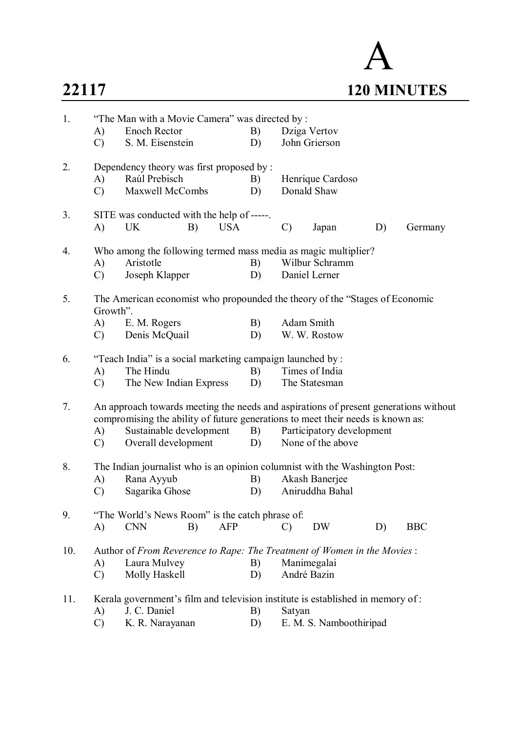# 22117

**A**

**120 MINUTES**

1. "The Man with a Movie Camera" was directed by :
   A) Enoch Rector  B) Dziga Vertov
   C) S. M. Eisenstein  D) John Grierson

2. Dependency theory was first proposed by :
   A) Raúl Prebisch  B) Henrique Cardoso
   C) Maxwell McCombs  D) Donald Shaw

3. SITE was conducted with the help of -----.
   A) UK  B) USA  C) Japan  D) Germany

4. Who among the following termed mass media as magic multiplier?
   A) Aristotle  B) Wilbur Schramm
   C) Joseph Klapper  D) Daniel Lerner

5. The American economist who propounded the theory of the "Stages of Economic Growth".
   A) E. M. Rogers  B) Adam Smith
   C) Denis McQuail  D) W. W. Rostow

6. "Teach India" is a social marketing campaign launched by :
   A) The Hindu  B) Times of India
   C) The New Indian Express  D) The Statesman

7. An approach towards meeting the needs and aspirations of present generations without compromising the ability of future generations to meet their needs is known as:
   A) Sustainable development  B) Participatory development
   C) Overall development  D) None of the above

8. The Indian journalist who is an opinion columnist with the Washington Post:
   A) Rana Ayyub  B) Akash Banerjee
   C) Sagarika Ghose  D) Aniruddha Bahal

9. "The World's News Room" is the catch phrase of:
   A) CNN  B) AFP  C) DW  D) BBC

10. Author of *From Reverence to Rape: The Treatment of Women in the Movies* :
    A) Laura Mulvey  B) Manimegalai
    C) Molly Haskell  D) André Bazin

11. Kerala government's film and television institute is established in memory of :
    A) J. C. Daniel  B) Satyan
    C) K. R. Narayanan  D) E. M. S. Namboothiripad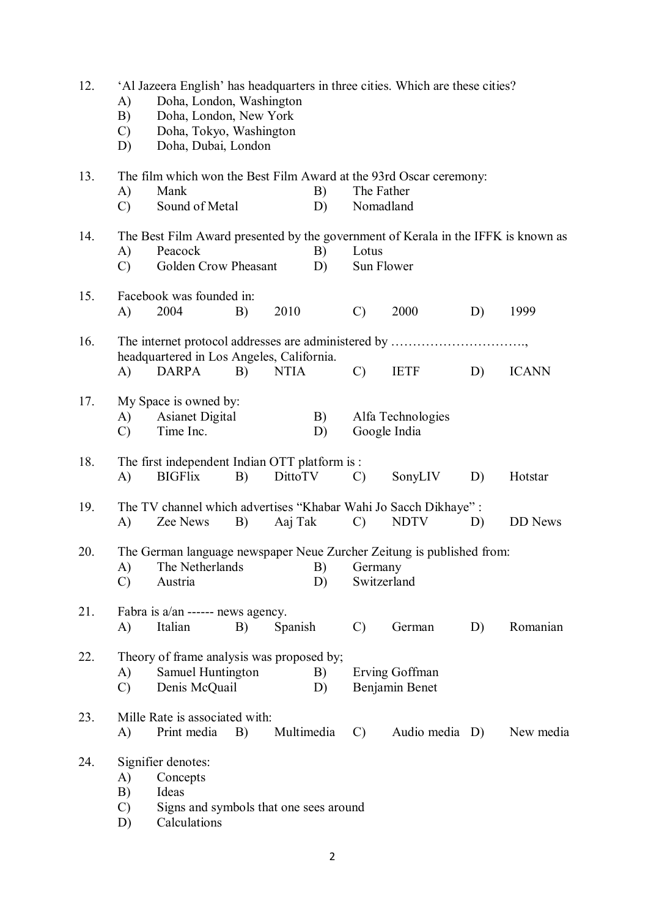12. 'Al Jazeera English' has headquarters in three cities. Which are these cities?
    A) Doha, London, Washington
    B) Doha, London, New York
    C) Doha, Tokyo, Washington
    D) Doha, Dubai, London

13. The film which won the Best Film Award at the 93rd Oscar ceremony:
    A) Mank B) The Father
    C) Sound of Metal D) Nomadland

14. The Best Film Award presented by the government of Kerala in the IFFK is known as
    A) Peacock B) Lotus
    C) Golden Crow Pheasant D) Sun Flower

15. Facebook was founded in:
    A) 2004 B) 2010 C) 2000 D) 1999

16. The internet protocol addresses are administered by …………………………., headquartered in Los Angeles, California.
    A) DARPA B) NTIA C) IETF D) ICANN

17. My Space is owned by:
    A) Asianet Digital B) Alfa Technologies
    C) Time Inc. D) Google India

18. The first independent Indian OTT platform is :
    A) BIGFlix B) DittoTV C) SonyLIV D) Hotstar

19. The TV channel which advertises "Khabar Wahi Jo Sacch Dikhaye" :
    A) Zee News B) Aaj Tak C) NDTV D) DD News

20. The German language newspaper Neue Zurcher Zeitung is published from:
    A) The Netherlands B) Germany
    C) Austria D) Switzerland

21. Fabra is a/an ------ news agency.
    A) Italian B) Spanish C) German D) Romanian

22. Theory of frame analysis was proposed by;
    A) Samuel Huntington B) Erving Goffman
    C) Denis McQuail D) Benjamin Benet

23. Mille Rate is associated with:
    A) Print media B) Multimedia C) Audio media D) New media

24. Signifier denotes:
    A) Concepts
    B) Ideas
    C) Signs and symbols that one sees around
    D) Calculations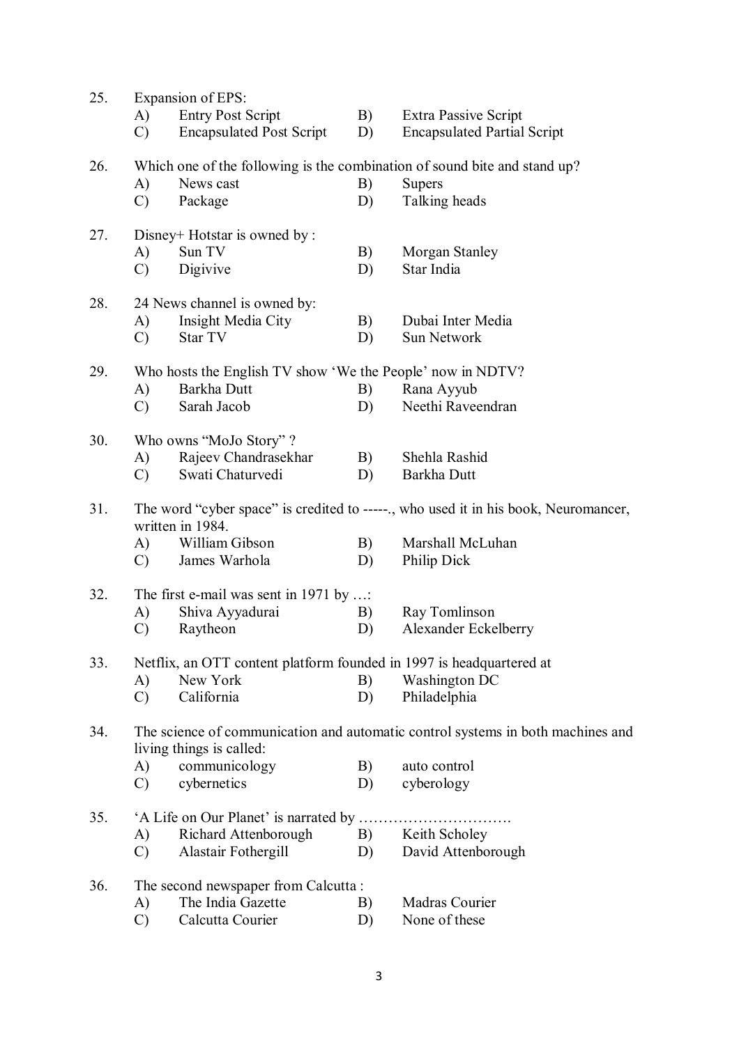25. Expansion of EPS:
    - A) Entry Post Script
    - B) Extra Passive Script
    - C) Encapsulated Post Script
    - D) Encapsulated Partial Script

26. Which one of the following is the combination of sound bite and stand up?
    - A) News cast
    - B) Supers
    - C) Package
    - D) Talking heads

27. Disney+ Hotstar is owned by :
    - A) Sun TV
    - B) Morgan Stanley
    - C) Digivive
    - D) Star India

28. 24 News channel is owned by:
    - A) Insight Media City
    - B) Dubai Inter Media
    - C) Star TV
    - D) Sun Network

29. Who hosts the English TV show 'We the People' now in NDTV?
    - A) Barkha Dutt
    - B) Rana Ayyub
    - C) Sarah Jacob
    - D) Neethi Raveendran

30. Who owns "MoJo Story" ?
    - A) Rajeev Chandrasekhar
    - B) Shehla Rashid
    - C) Swati Chaturvedi
    - D) Barkha Dutt

31. The word "cyber space" is credited to -----., who used it in his book, Neuromancer, written in 1984.
    - A) William Gibson
    - B) Marshall McLuhan
    - C) James Warhola
    - D) Philip Dick

32. The first e-mail was sent in 1971 by …:
    - A) Shiva Ayyadurai
    - B) Ray Tomlinson
    - C) Raytheon
    - D) Alexander Eckelberry

33. Netflix, an OTT content platform founded in 1997 is headquartered at
    - A) New York
    - B) Washington DC
    - C) California
    - D) Philadelphia

34. The science of communication and automatic control systems in both machines and living things is called:
    - A) communicology
    - B) auto control
    - C) cybernetics
    - D) cyberology

35. 'A Life on Our Planet' is narrated by ………………………….
    - A) Richard Attenborough
    - B) Keith Scholey
    - C) Alastair Fothergill
    - D) David Attenborough

36. The second newspaper from Calcutta :
    - A) The India Gazette
    - B) Madras Courier
    - C) Calcutta Courier
    - D) None of these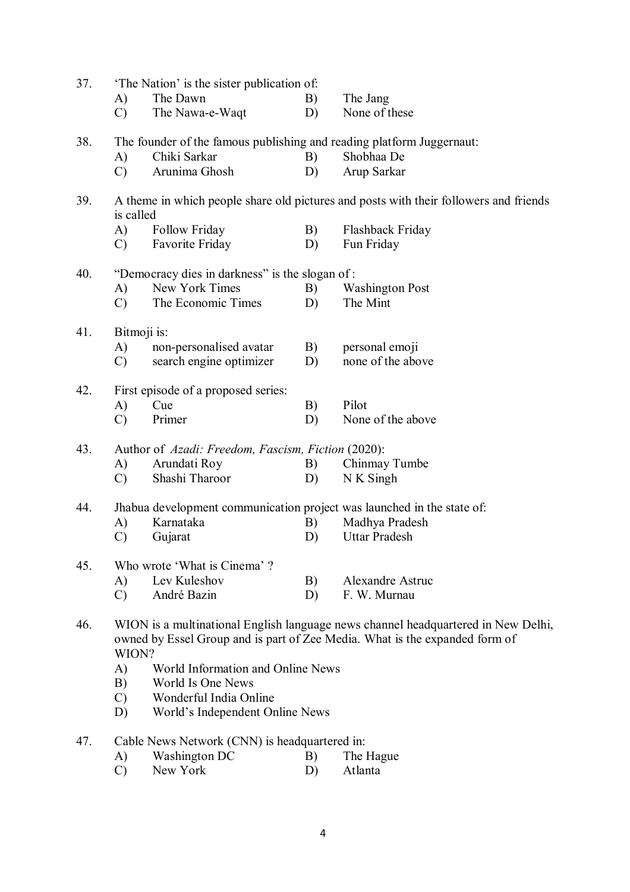37. 'The Nation' is the sister publication of:
    A) The Dawn
    B) The Jang
    C) The Nawa-e-Waqt
    D) None of these

38. The founder of the famous publishing and reading platform Juggernaut:
    A) Chiki Sarkar
    B) Shobhaa De
    C) Arunima Ghosh
    D) Arup Sarkar

39. A theme in which people share old pictures and posts with their followers and friends is called
    A) Follow Friday
    B) Flashback Friday
    C) Favorite Friday
    D) Fun Friday

40. "Democracy dies in darkness" is the slogan of :
    A) New York Times
    B) Washington Post
    C) The Economic Times
    D) The Mint

41. Bitmoji is:
    A) non-personalised avatar
    B) personal emoji
    C) search engine optimizer
    D) none of the above

42. First episode of a proposed series:
    A) Cue
    B) Pilot
    C) Primer
    D) None of the above

43. Author of *Azadi: Freedom, Fascism, Fiction* (2020):
    A) Arundati Roy
    B) Chinmay Tumbe
    C) Shashi Tharoor
    D) N K Singh

44. Jhabua development communication project was launched in the state of:
    A) Karnataka
    B) Madhya Pradesh
    C) Gujarat
    D) Uttar Pradesh

45. Who wrote 'What is Cinema' ?
    A) Lev Kuleshov
    B) Alexandre Astruc
    C) André Bazin
    D) F. W. Murnau

46. WION is a multinational English language news channel headquartered in New Delhi, owned by Essel Group and is part of Zee Media. What is the expanded form of WION?
    A) World Information and Online News
    B) World Is One News
    C) Wonderful India Online
    D) World's Independent Online News

47. Cable News Network (CNN) is headquartered in:
    A) Washington DC
    B) The Hague
    C) New York
    D) Atlanta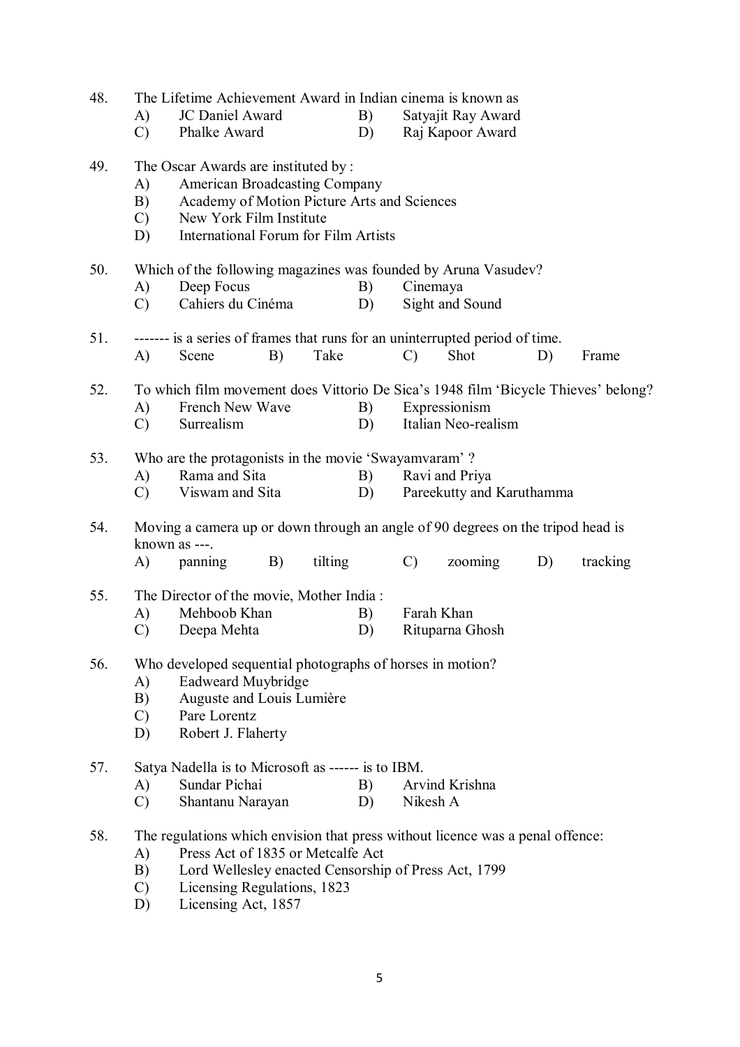48. The Lifetime Achievement Award in Indian cinema is known as

    A) JC Daniel Award
    B) Satyajit Ray Award
    C) Phalke Award
    D) Raj Kapoor Award

49. The Oscar Awards are instituted by :

    A) American Broadcasting Company
    B) Academy of Motion Picture Arts and Sciences
    C) New York Film Institute
    D) International Forum for Film Artists

50. Which of the following magazines was founded by Aruna Vasudev?

    A) Deep Focus
    B) Cinemaya
    C) Cahiers du Cinéma
    D) Sight and Sound

51. ------- is a series of frames that runs for an uninterrupted period of time.

    A) Scene
    B) Take
    C) Shot
    D) Frame

52. To which film movement does Vittorio De Sica's 1948 film 'Bicycle Thieves' belong?

    A) French New Wave
    B) Expressionism
    C) Surrealism
    D) Italian Neo-realism

53. Who are the protagonists in the movie 'Swayamvaram' ?

    A) Rama and Sita
    B) Ravi and Priya
    C) Viswam and Sita
    D) Pareekutty and Karuthamma

54. Moving a camera up or down through an angle of 90 degrees on the tripod head is known as ---.

    A) panning
    B) tilting
    C) zooming
    D) tracking

55. The Director of the movie, Mother India :

    A) Mehboob Khan
    B) Farah Khan
    C) Deepa Mehta
    D) Rituparna Ghosh

56. Who developed sequential photographs of horses in motion?

    A) Eadweard Muybridge
    B) Auguste and Louis Lumière
    C) Pare Lorentz
    D) Robert J. Flaherty

57. Satya Nadella is to Microsoft as ------ is to IBM.

    A) Sundar Pichai
    B) Arvind Krishna
    C) Shantanu Narayan
    D) Nikesh A

58. The regulations which envision that press without licence was a penal offence:

    A) Press Act of 1835 or Metcalfe Act
    B) Lord Wellesley enacted Censorship of Press Act, 1799
    C) Licensing Regulations, 1823
    D) Licensing Act, 1857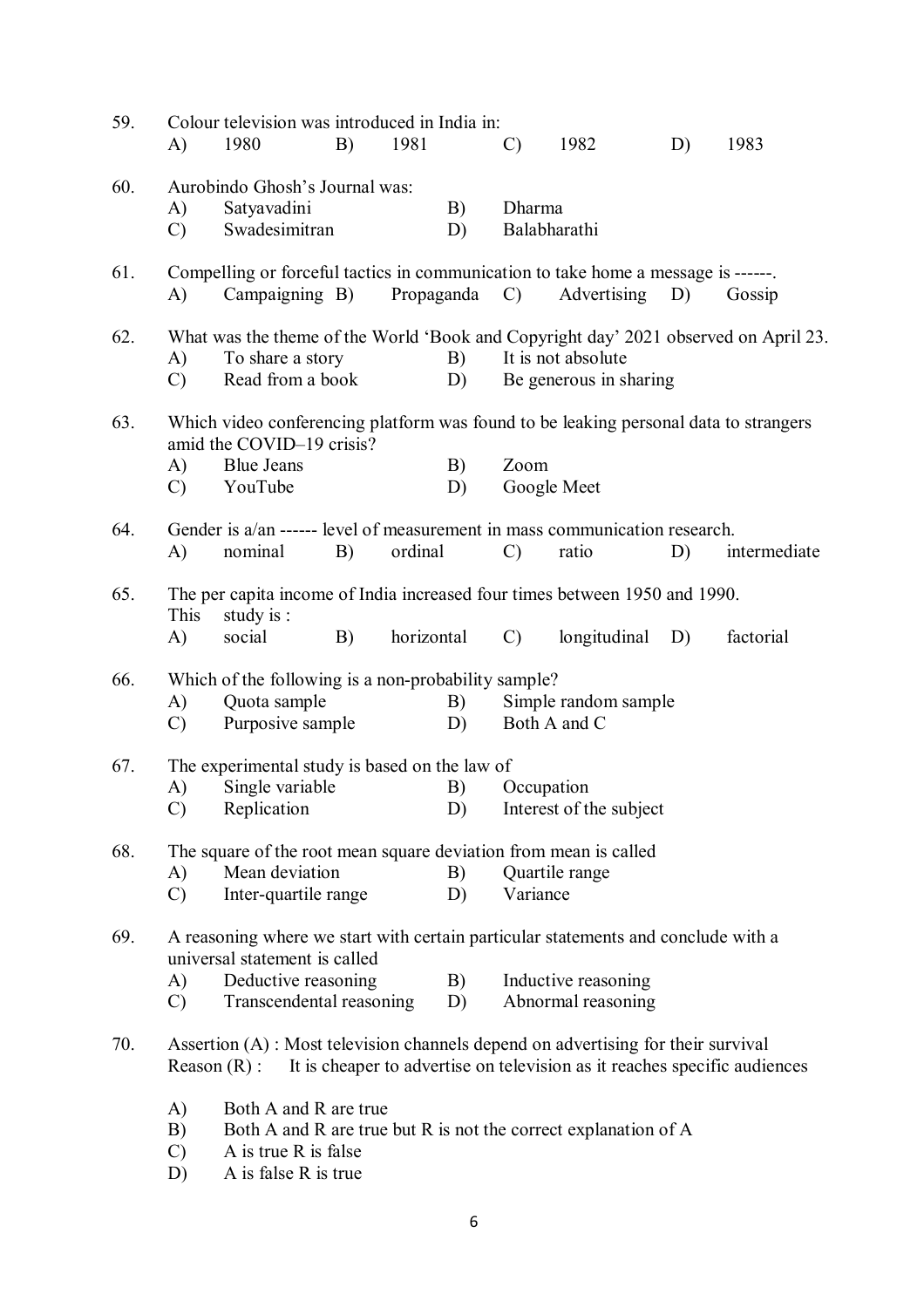59. Colour television was introduced in India in:
A) 1980 B) 1981 C) 1982 D) 1983

60. Aurobindo Ghosh's Journal was:
A) Satyavadini B) Dharma
C) Swadesimitran D) Balabharathi

61. Compelling or forceful tactics in communication to take home a message is ------.
A) Campaigning B) Propaganda C) Advertising D) Gossip

62. What was the theme of the World 'Book and Copyright day' 2021 observed on April 23.
A) To share a story B) It is not absolute
C) Read from a book D) Be generous in sharing

63. Which video conferencing platform was found to be leaking personal data to strangers amid the COVID–19 crisis?
A) Blue Jeans B) Zoom
C) YouTube D) Google Meet

64. Gender is a/an ------ level of measurement in mass communication research.
A) nominal B) ordinal C) ratio D) intermediate

65. The per capita income of India increased four times between 1950 and 1990. This study is :
A) social B) horizontal C) longitudinal D) factorial

66. Which of the following is a non-probability sample?
A) Quota sample B) Simple random sample
C) Purposive sample D) Both A and C

67. The experimental study is based on the law of
A) Single variable B) Occupation
C) Replication D) Interest of the subject

68. The square of the root mean square deviation from mean is called
A) Mean deviation B) Quartile range
C) Inter-quartile range D) Variance

69. A reasoning where we start with certain particular statements and conclude with a universal statement is called
A) Deductive reasoning B) Inductive reasoning
C) Transcendental reasoning D) Abnormal reasoning

70. Assertion (A) : Most television channels depend on advertising for their survival
Reason (R) : It is cheaper to advertise on television as it reaches specific audiences

A) Both A and R are true
B) Both A and R are true but R is not the correct explanation of A
C) A is true R is false
D) A is false R is true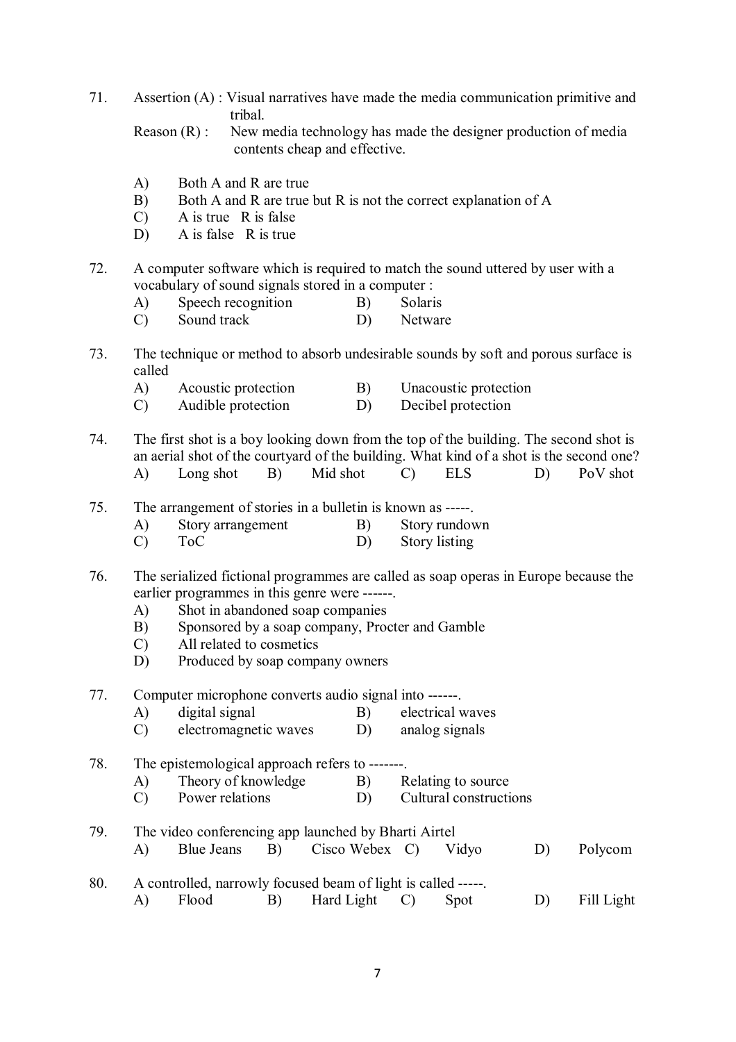71. Assertion (A) : Visual narratives have made the media communication primitive and tribal.

    Reason (R) : New media technology has made the designer production of media contents cheap and effective.

    A) Both A and R are true
    B) Both A and R are true but R is not the correct explanation of A
    C) A is true R is false
    D) A is false R is true

72. A computer software which is required to match the sound uttered by user with a vocabulary of sound signals stored in a computer :

    A) Speech recognition B) Solaris
    C) Sound track D) Netware

73. The technique or method to absorb undesirable sounds by soft and porous surface is called

    A) Acoustic protection B) Unacoustic protection
    C) Audible protection D) Decibel protection

74. The first shot is a boy looking down from the top of the building. The second shot is an aerial shot of the courtyard of the building. What kind of a shot is the second one?

    A) Long shot B) Mid shot C) ELS D) PoV shot

75. The arrangement of stories in a bulletin is known as -----.

    A) Story arrangement B) Story rundown
    C) ToC D) Story listing

76. The serialized fictional programmes are called as soap operas in Europe because the earlier programmes in this genre were ------.

    A) Shot in abandoned soap companies
    B) Sponsored by a soap company, Procter and Gamble
    C) All related to cosmetics
    D) Produced by soap company owners

77. Computer microphone converts audio signal into ------.

    A) digital signal B) electrical waves
    C) electromagnetic waves D) analog signals

78. The epistemological approach refers to -------.

    A) Theory of knowledge B) Relating to source
    C) Power relations D) Cultural constructions

79. The video conferencing app launched by Bharti Airtel

    A) Blue Jeans B) Cisco Webex C) Vidyo D) Polycom

80. A controlled, narrowly focused beam of light is called -----.

    A) Flood B) Hard Light C) Spot D) Fill Light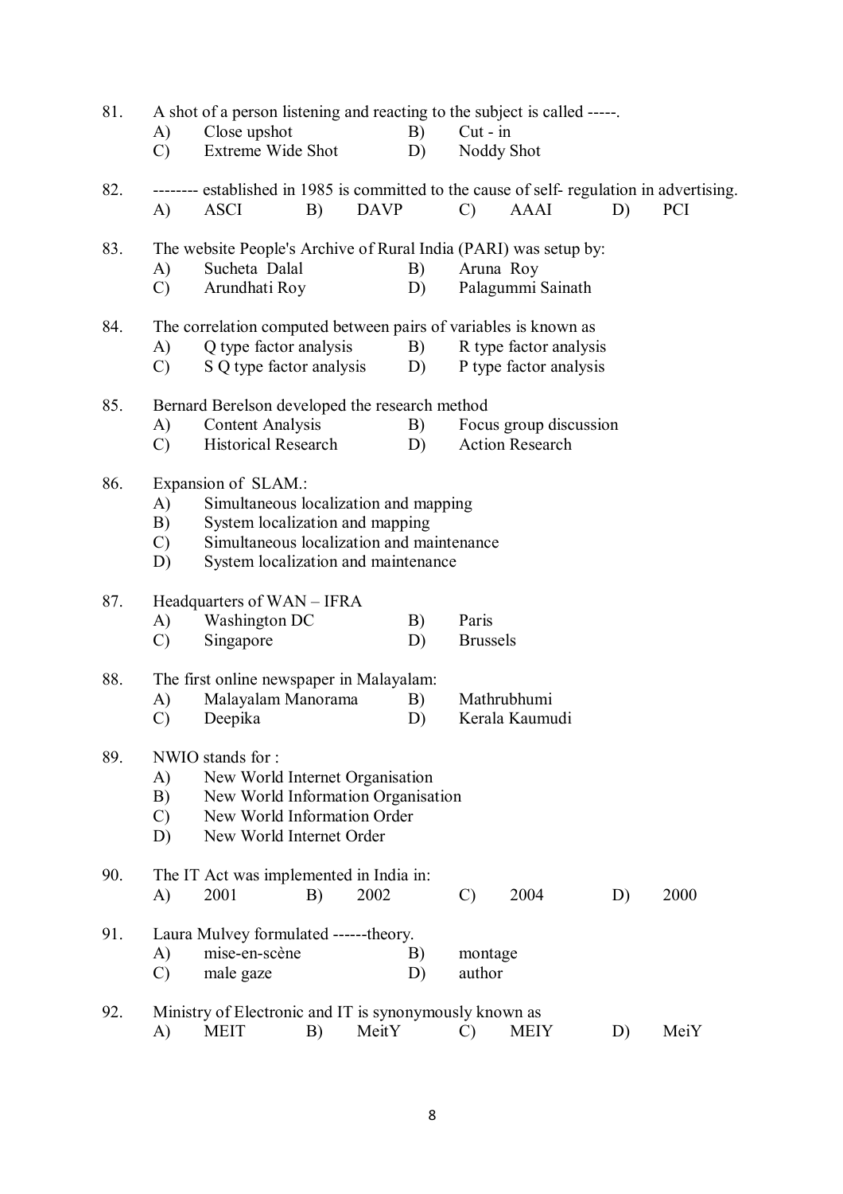81. A shot of a person listening and reacting to the subject is called -----.

A) Close upshot B) Cut - in
C) Extreme Wide Shot D) Noddy Shot

82. -------- established in 1985 is committed to the cause of self- regulation in advertising.

A) ASCI B) DAVP C) AAAI D) PCI

83. The website People's Archive of Rural India (PARI) was setup by:

A) Sucheta Dalal B) Aruna Roy
C) Arundhati Roy D) Palagummi Sainath

84. The correlation computed between pairs of variables is known as

A) Q type factor analysis B) R type factor analysis
C) S Q type factor analysis D) P type factor analysis

85. Bernard Berelson developed the research method

A) Content Analysis B) Focus group discussion
C) Historical Research D) Action Research

86. Expansion of SLAM.:

A) Simultaneous localization and mapping
B) System localization and mapping
C) Simultaneous localization and maintenance
D) System localization and maintenance

87. Headquarters of WAN – IFRA

A) Washington DC B) Paris
C) Singapore D) Brussels

88. The first online newspaper in Malayalam:

A) Malayalam Manorama B) Mathrubhumi
C) Deepika D) Kerala Kaumudi

89. NWIO stands for :

A) New World Internet Organisation
B) New World Information Organisation
C) New World Information Order
D) New World Internet Order

90. The IT Act was implemented in India in:

A) 2001 B) 2002 C) 2004 D) 2000

91. Laura Mulvey formulated ------theory.

A) mise-en-scène B) montage
C) male gaze D) author

92. Ministry of Electronic and IT is synonymously known as

A) MEIT B) MeitY C) MEIY D) MeiY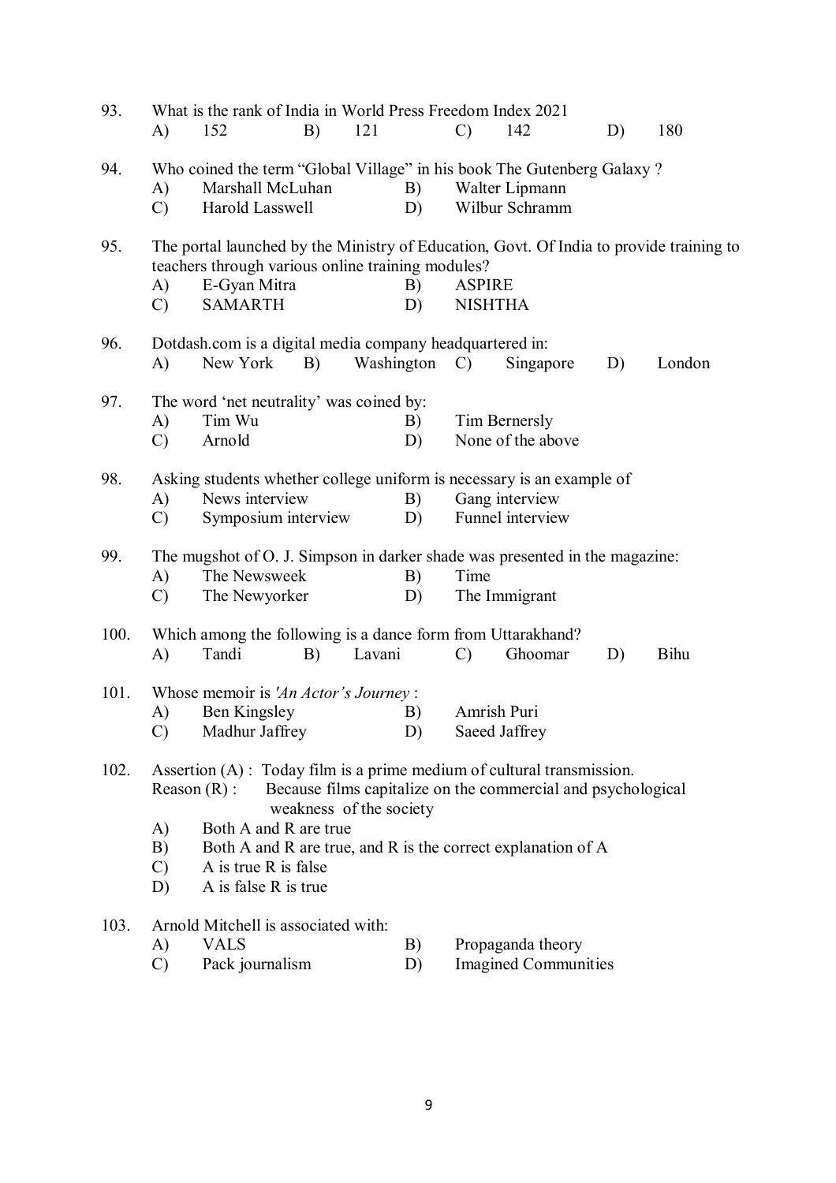93. What is the rank of India in World Press Freedom Index 2021

A) 152 B) 121 C) 142 D) 180

94. Who coined the term "Global Village" in his book The Gutenberg Galaxy ?

A) Marshall McLuhan
B) Walter Lipmann
C) Harold Lasswell
D) Wilbur Schramm

95. The portal launched by the Ministry of Education, Govt. Of India to provide training to teachers through various online training modules?

A) E-Gyan Mitra
B) ASPIRE
C) SAMARTH
D) NISHTHA

96. Dotdash.com is a digital media company headquartered in:

A) New York B) Washington C) Singapore D) London

97. The word 'net neutrality' was coined by:

A) Tim Wu
B) Tim Bernersly
C) Arnold
D) None of the above

98. Asking students whether college uniform is necessary is an example of

A) News interview
B) Gang interview
C) Symposium interview
D) Funnel interview

99. The mugshot of O. J. Simpson in darker shade was presented in the magazine:

A) The Newsweek
B) Time
C) The Newyorker
D) The Immigrant

100. Which among the following is a dance form from Uttarakhand?

A) Tandi B) Lavani C) Ghoomar D) Bihu

101. Whose memoir is *'An Actor's Journey* :

A) Ben Kingsley
B) Amrish Puri
C) Madhur Jaffrey
D) Saeed Jaffrey

102. Assertion (A) : Today film is a prime medium of cultural transmission.
Reason (R) : Because films capitalize on the commercial and psychological weakness of the society

A) Both A and R are true
B) Both A and R are true, and R is the correct explanation of A
C) A is true R is false
D) A is false R is true

103. Arnold Mitchell is associated with:

A) VALS
B) Propaganda theory
C) Pack journalism
D) Imagined Communities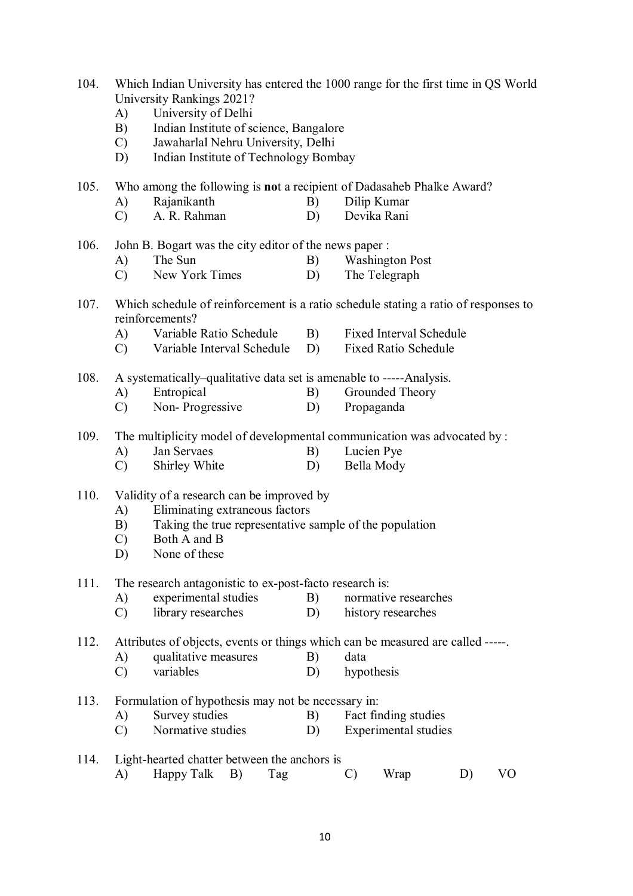104. Which Indian University has entered the 1000 range for the first time in QS World University Rankings 2021?
    A) University of Delhi
    B) Indian Institute of science, Bangalore
    C) Jawaharlal Nehru University, Delhi
    D) Indian Institute of Technology Bombay

105. Who among the following is **no**t a recipient of Dadasaheb Phalke Award?
    A) Rajanikanth B) Dilip Kumar
    C) A. R. Rahman D) Devika Rani

106. John B. Bogart was the city editor of the news paper :
    A) The Sun B) Washington Post
    C) New York Times D) The Telegraph

107. Which schedule of reinforcement is a ratio schedule stating a ratio of responses to reinforcements?
    A) Variable Ratio Schedule B) Fixed Interval Schedule
    C) Variable Interval Schedule D) Fixed Ratio Schedule

108. A systematically–qualitative data set is amenable to -----Analysis.
    A) Entropical B) Grounded Theory
    C) Non- Progressive D) Propaganda

109. The multiplicity model of developmental communication was advocated by :
    A) Jan Servaes B) Lucien Pye
    C) Shirley White D) Bella Mody

110. Validity of a research can be improved by
    A) Eliminating extraneous factors
    B) Taking the true representative sample of the population
    C) Both A and B
    D) None of these

111. The research antagonistic to ex-post-facto research is:
    A) experimental studies B) normative researches
    C) library researches D) history researches

112. Attributes of objects, events or things which can be measured are called -----.
    A) qualitative measures B) data
    C) variables D) hypothesis

113. Formulation of hypothesis may not be necessary in:
    A) Survey studies B) Fact finding studies
    C) Normative studies D) Experimental studies

114. Light-hearted chatter between the anchors is
    A) Happy Talk B) Tag C) Wrap D) VO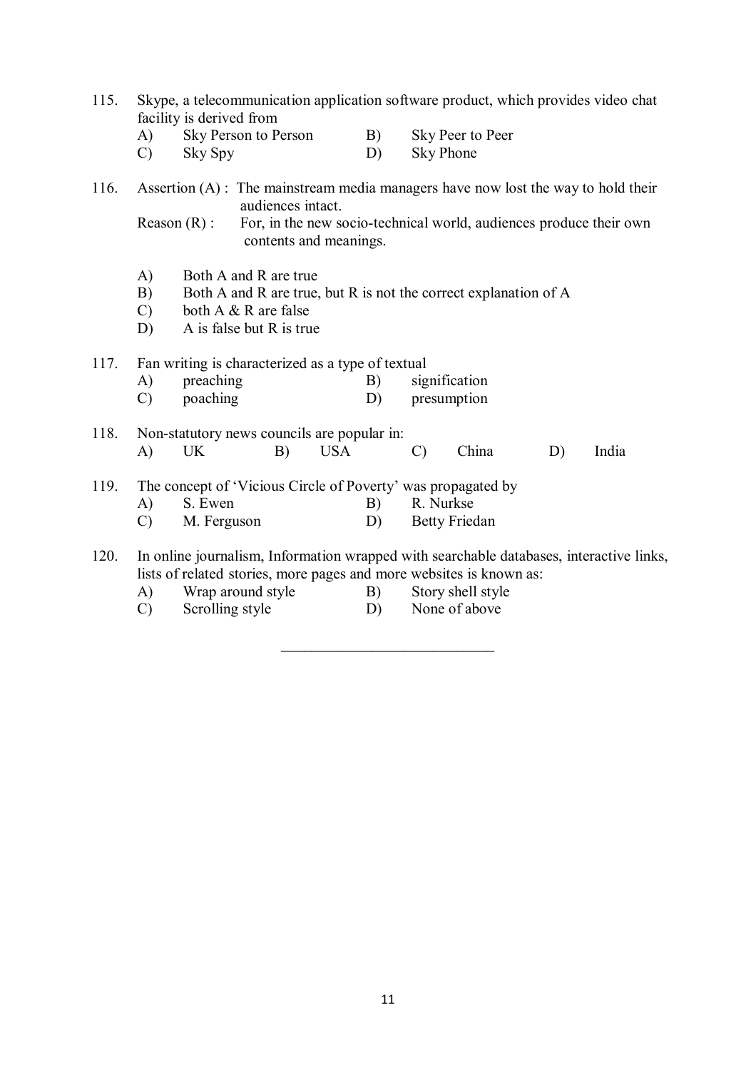115. Skype, a telecommunication application software product, which provides video chat facility is derived from

   A) Sky Person to Person  B) Sky Peer to Peer
   C) Sky Spy  D) Sky Phone

116. Assertion (A) : The mainstream media managers have now lost the way to hold their audiences intact.

   Reason (R) : For, in the new socio-technical world, audiences produce their own contents and meanings.

   A) Both A and R are true
   B) Both A and R are true, but R is not the correct explanation of A
   C) both A & R are false
   D) A is false but R is true

117. Fan writing is characterized as a type of textual

   A) preaching  B) signification
   C) poaching  D) presumption

118. Non-statutory news councils are popular in:

   A) UK  B) USA  C) China  D) India

119. The concept of 'Vicious Circle of Poverty' was propagated by

   A) S. Ewen  B) R. Nurkse
   C) M. Ferguson  D) Betty Friedan

120. In online journalism, Information wrapped with searchable databases, interactive links, lists of related stories, more pages and more websites is known as:

   A) Wrap around style  B) Story shell style
   C) Scrolling style  D) None of above

___________________________